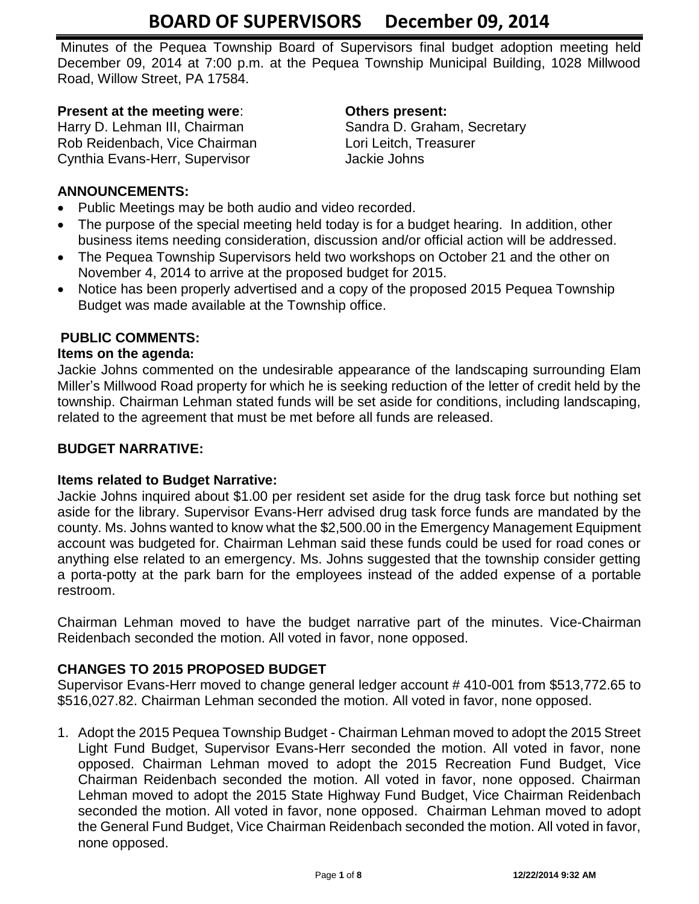# BOARD OF SUPERVISORS December 09, 2014

Minutes of the Pequea Township Board of Supervisors final budget adoption meeting held December 09, 2014 at 7:00 p.m. at the Pequea Township Municipal Building, 1028 Millwood Road, Willow Street, PA 17584.

**Present at the meeting were**:
Harry D. Lehman III, Chairman
Rob Reidenbach, Vice Chairman
Cynthia Evans-Herr, Supervisor

**Others present:**
Sandra D. Graham, Secretary
Lori Leitch, Treasurer
Jackie Johns

## ANNOUNCEMENTS:

- Public Meetings may be both audio and video recorded.
- The purpose of the special meeting held today is for a budget hearing. In addition, other business items needing consideration, discussion and/or official action will be addressed.
- The Pequea Township Supervisors held two workshops on October 21 and the other on November 4, 2014 to arrive at the proposed budget for 2015.
- Notice has been properly advertised and a copy of the proposed 2015 Pequea Township Budget was made available at the Township office.

## PUBLIC COMMENTS:

### Items on the agenda:

Jackie Johns commented on the undesirable appearance of the landscaping surrounding Elam Miller's Millwood Road property for which he is seeking reduction of the letter of credit held by the township. Chairman Lehman stated funds will be set aside for conditions, including landscaping, related to the agreement that must be met before all funds are released.

## BUDGET NARRATIVE:

### Items related to Budget Narrative:

Jackie Johns inquired about $1.00 per resident set aside for the drug task force but nothing set aside for the library. Supervisor Evans-Herr advised drug task force funds are mandated by the county. Ms. Johns wanted to know what the $2,500.00 in the Emergency Management Equipment account was budgeted for. Chairman Lehman said these funds could be used for road cones or anything else related to an emergency. Ms. Johns suggested that the township consider getting a porta-potty at the park barn for the employees instead of the added expense of a portable restroom.

Chairman Lehman moved to have the budget narrative part of the minutes. Vice-Chairman Reidenbach seconded the motion. All voted in favor, none opposed.

## CHANGES TO 2015 PROPOSED BUDGET

Supervisor Evans-Herr moved to change general ledger account # 410-001 from $513,772.65 to $516,027.82. Chairman Lehman seconded the motion. All voted in favor, none opposed.

1. Adopt the 2015 Pequea Township Budget - Chairman Lehman moved to adopt the 2015 Street Light Fund Budget, Supervisor Evans-Herr seconded the motion. All voted in favor, none opposed. Chairman Lehman moved to adopt the 2015 Recreation Fund Budget, Vice Chairman Reidenbach seconded the motion. All voted in favor, none opposed. Chairman Lehman moved to adopt the 2015 State Highway Fund Budget, Vice Chairman Reidenbach seconded the motion. All voted in favor, none opposed. Chairman Lehman moved to adopt the General Fund Budget, Vice Chairman Reidenbach seconded the motion. All voted in favor, none opposed.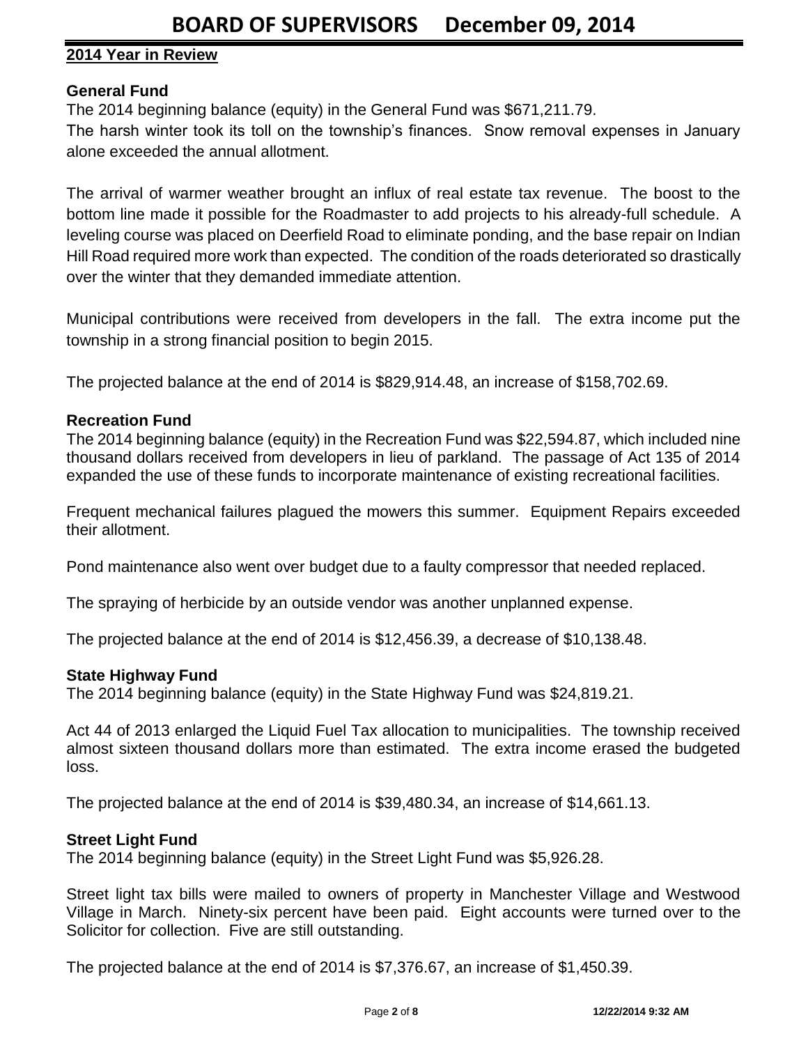## 2014 Year in Review

### General Fund

The 2014 beginning balance (equity) in the General Fund was $671,211.79.

The harsh winter took its toll on the township's finances. Snow removal expenses in January alone exceeded the annual allotment.

The arrival of warmer weather brought an influx of real estate tax revenue. The boost to the bottom line made it possible for the Roadmaster to add projects to his already-full schedule. A leveling course was placed on Deerfield Road to eliminate ponding, and the base repair on Indian Hill Road required more work than expected. The condition of the roads deteriorated so drastically over the winter that they demanded immediate attention.

Municipal contributions were received from developers in the fall. The extra income put the township in a strong financial position to begin 2015.

The projected balance at the end of 2014 is $829,914.48, an increase of $158,702.69.

### Recreation Fund

The 2014 beginning balance (equity) in the Recreation Fund was $22,594.87, which included nine thousand dollars received from developers in lieu of parkland. The passage of Act 135 of 2014 expanded the use of these funds to incorporate maintenance of existing recreational facilities.

Frequent mechanical failures plagued the mowers this summer. Equipment Repairs exceeded their allotment.

Pond maintenance also went over budget due to a faulty compressor that needed replaced.

The spraying of herbicide by an outside vendor was another unplanned expense.

The projected balance at the end of 2014 is $12,456.39, a decrease of $10,138.48.

### State Highway Fund

The 2014 beginning balance (equity) in the State Highway Fund was $24,819.21.

Act 44 of 2013 enlarged the Liquid Fuel Tax allocation to municipalities. The township received almost sixteen thousand dollars more than estimated. The extra income erased the budgeted loss.

The projected balance at the end of 2014 is $39,480.34, an increase of $14,661.13.

### Street Light Fund

The 2014 beginning balance (equity) in the Street Light Fund was $5,926.28.

Street light tax bills were mailed to owners of property in Manchester Village and Westwood Village in March. Ninety-six percent have been paid. Eight accounts were turned over to the Solicitor for collection. Five are still outstanding.

The projected balance at the end of 2014 is $7,376.67, an increase of $1,450.39.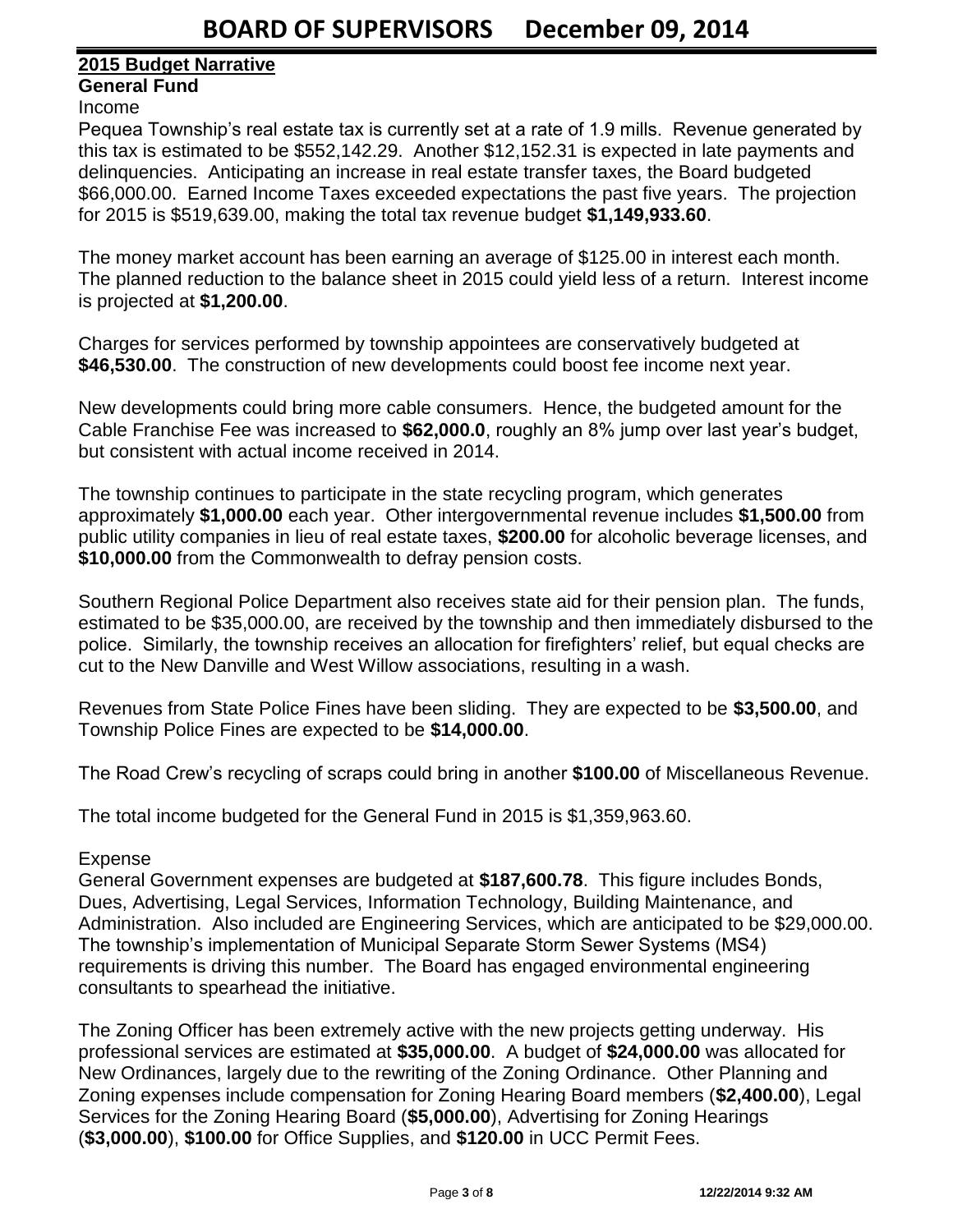## 2015 Budget Narrative

### General Fund

Income

Pequea Township's real estate tax is currently set at a rate of 1.9 mills. Revenue generated by this tax is estimated to be $552,142.29. Another $12,152.31 is expected in late payments and delinquencies. Anticipating an increase in real estate transfer taxes, the Board budgeted $66,000.00. Earned Income Taxes exceeded expectations the past five years. The projection for 2015 is $519,639.00, making the total tax revenue budget **$1,149,933.60**.

The money market account has been earning an average of $125.00 in interest each month. The planned reduction to the balance sheet in 2015 could yield less of a return. Interest income is projected at **$1,200.00**.

Charges for services performed by township appointees are conservatively budgeted at **$46,530.00**. The construction of new developments could boost fee income next year.

New developments could bring more cable consumers. Hence, the budgeted amount for the Cable Franchise Fee was increased to **$62,000.0**, roughly an 8% jump over last year's budget, but consistent with actual income received in 2014.

The township continues to participate in the state recycling program, which generates approximately **$1,000.00** each year. Other intergovernmental revenue includes **$1,500.00** from public utility companies in lieu of real estate taxes, **$200.00** for alcoholic beverage licenses, and **$10,000.00** from the Commonwealth to defray pension costs.

Southern Regional Police Department also receives state aid for their pension plan. The funds, estimated to be $35,000.00, are received by the township and then immediately disbursed to the police. Similarly, the township receives an allocation for firefighters' relief, but equal checks are cut to the New Danville and West Willow associations, resulting in a wash.

Revenues from State Police Fines have been sliding. They are expected to be **$3,500.00**, and Township Police Fines are expected to be **$14,000.00**.

The Road Crew's recycling of scraps could bring in another **$100.00** of Miscellaneous Revenue.

The total income budgeted for the General Fund in 2015 is $1,359,963.60.

Expense

General Government expenses are budgeted at **$187,600.78**. This figure includes Bonds, Dues, Advertising, Legal Services, Information Technology, Building Maintenance, and Administration. Also included are Engineering Services, which are anticipated to be $29,000.00. The township's implementation of Municipal Separate Storm Sewer Systems (MS4) requirements is driving this number. The Board has engaged environmental engineering consultants to spearhead the initiative.

The Zoning Officer has been extremely active with the new projects getting underway. His professional services are estimated at **$35,000.00**. A budget of **$24,000.00** was allocated for New Ordinances, largely due to the rewriting of the Zoning Ordinance. Other Planning and Zoning expenses include compensation for Zoning Hearing Board members (**$2,400.00**), Legal Services for the Zoning Hearing Board (**$5,000.00**), Advertising for Zoning Hearings (**$3,000.00**), **$100.00** for Office Supplies, and **$120.00** in UCC Permit Fees.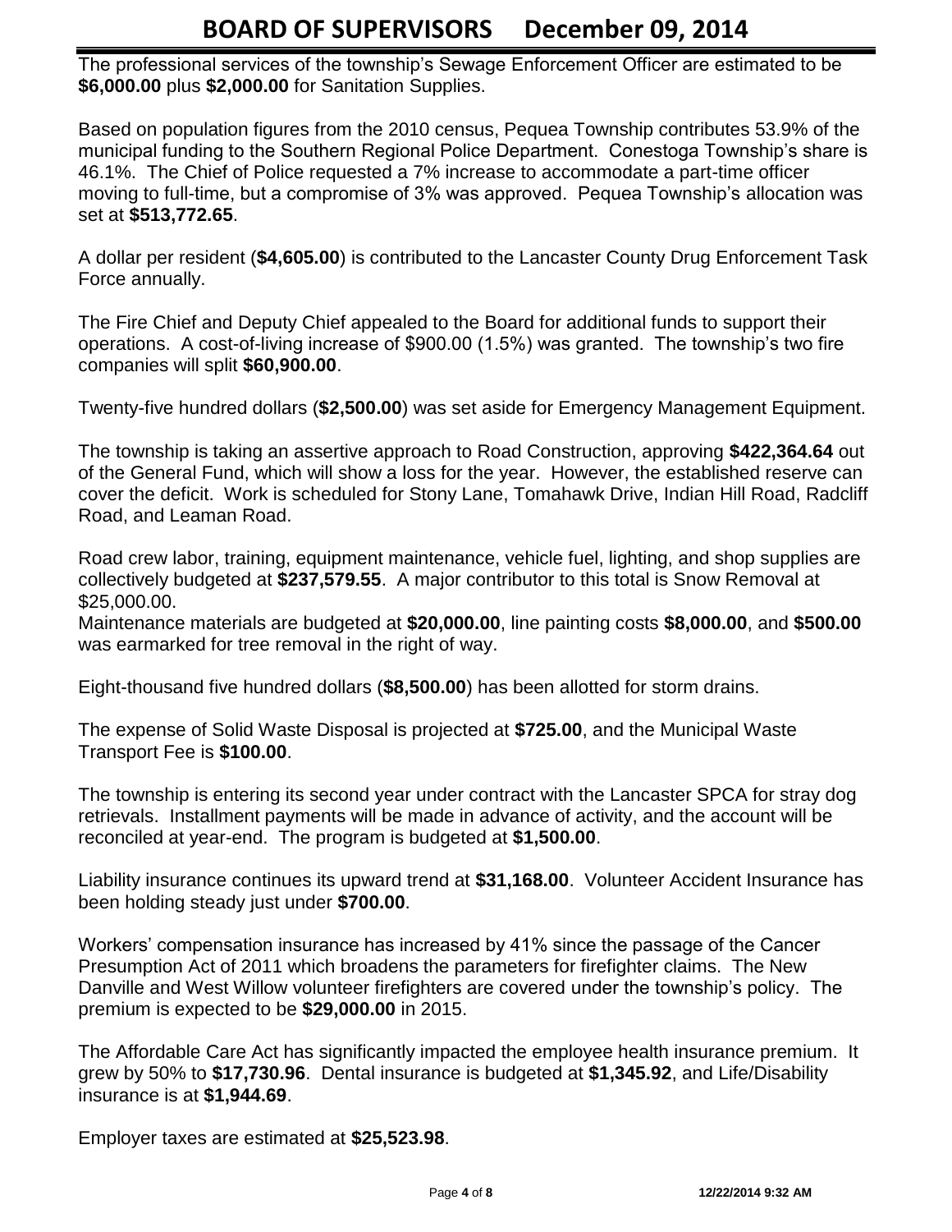The professional services of the township's Sewage Enforcement Officer are estimated to be **$6,000.00** plus **$2,000.00** for Sanitation Supplies.

Based on population figures from the 2010 census, Pequea Township contributes 53.9% of the municipal funding to the Southern Regional Police Department. Conestoga Township's share is 46.1%. The Chief of Police requested a 7% increase to accommodate a part-time officer moving to full-time, but a compromise of 3% was approved. Pequea Township's allocation was set at **$513,772.65**.

A dollar per resident (**$4,605.00**) is contributed to the Lancaster County Drug Enforcement Task Force annually.

The Fire Chief and Deputy Chief appealed to the Board for additional funds to support their operations. A cost-of-living increase of $900.00 (1.5%) was granted. The township's two fire companies will split **$60,900.00**.

Twenty-five hundred dollars (**$2,500.00**) was set aside for Emergency Management Equipment.

The township is taking an assertive approach to Road Construction, approving **$422,364.64** out of the General Fund, which will show a loss for the year. However, the established reserve can cover the deficit. Work is scheduled for Stony Lane, Tomahawk Drive, Indian Hill Road, Radcliff Road, and Leaman Road.

Road crew labor, training, equipment maintenance, vehicle fuel, lighting, and shop supplies are collectively budgeted at **$237,579.55**. A major contributor to this total is Snow Removal at $25,000.00.

Maintenance materials are budgeted at **$20,000.00**, line painting costs **$8,000.00**, and **$500.00** was earmarked for tree removal in the right of way.

Eight-thousand five hundred dollars (**$8,500.00**) has been allotted for storm drains.

The expense of Solid Waste Disposal is projected at **$725.00**, and the Municipal Waste Transport Fee is **$100.00**.

The township is entering its second year under contract with the Lancaster SPCA for stray dog retrievals. Installment payments will be made in advance of activity, and the account will be reconciled at year-end. The program is budgeted at **$1,500.00**.

Liability insurance continues its upward trend at **$31,168.00**. Volunteer Accident Insurance has been holding steady just under **$700.00**.

Workers' compensation insurance has increased by 41% since the passage of the Cancer Presumption Act of 2011 which broadens the parameters for firefighter claims. The New Danville and West Willow volunteer firefighters are covered under the township's policy. The premium is expected to be **$29,000.00** in 2015.

The Affordable Care Act has significantly impacted the employee health insurance premium. It grew by 50% to **$17,730.96**. Dental insurance is budgeted at **$1,345.92**, and Life/Disability insurance is at **$1,944.69**.

Employer taxes are estimated at **$25,523.98**.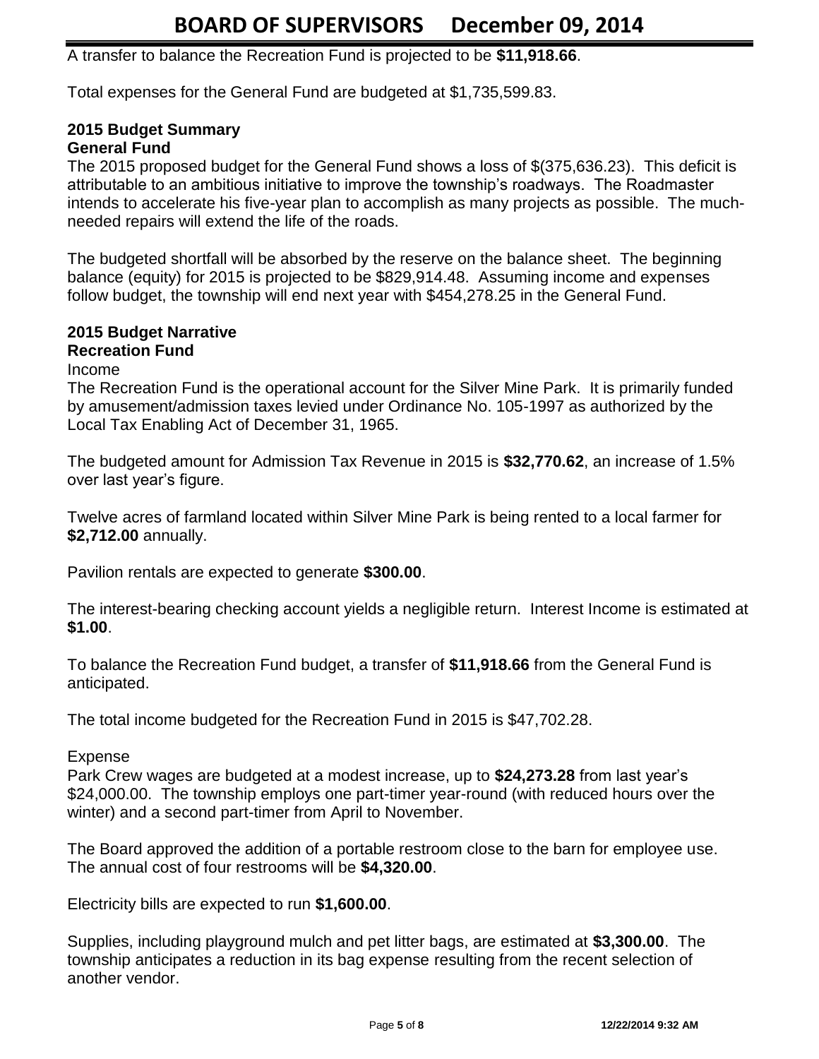A transfer to balance the Recreation Fund is projected to be **$11,918.66**.

Total expenses for the General Fund are budgeted at $1,735,599.83.

**2015 Budget Summary**
**General Fund**

The 2015 proposed budget for the General Fund shows a loss of $(375,636.23). This deficit is attributable to an ambitious initiative to improve the township's roadways. The Roadmaster intends to accelerate his five-year plan to accomplish as many projects as possible. The much-needed repairs will extend the life of the roads.

The budgeted shortfall will be absorbed by the reserve on the balance sheet. The beginning balance (equity) for 2015 is projected to be $829,914.48. Assuming income and expenses follow budget, the township will end next year with $454,278.25 in the General Fund.

**2015 Budget Narrative**
**Recreation Fund**

Income

The Recreation Fund is the operational account for the Silver Mine Park. It is primarily funded by amusement/admission taxes levied under Ordinance No. 105-1997 as authorized by the Local Tax Enabling Act of December 31, 1965.

The budgeted amount for Admission Tax Revenue in 2015 is **$32,770.62**, an increase of 1.5% over last year's figure.

Twelve acres of farmland located within Silver Mine Park is being rented to a local farmer for **$2,712.00** annually.

Pavilion rentals are expected to generate **$300.00**.

The interest-bearing checking account yields a negligible return. Interest Income is estimated at **$1.00**.

To balance the Recreation Fund budget, a transfer of **$11,918.66** from the General Fund is anticipated.

The total income budgeted for the Recreation Fund in 2015 is $47,702.28.

Expense

Park Crew wages are budgeted at a modest increase, up to **$24,273.28** from last year's $24,000.00. The township employs one part-timer year-round (with reduced hours over the winter) and a second part-timer from April to November.

The Board approved the addition of a portable restroom close to the barn for employee use. The annual cost of four restrooms will be **$4,320.00**.

Electricity bills are expected to run **$1,600.00**.

Supplies, including playground mulch and pet litter bags, are estimated at **$3,300.00**. The township anticipates a reduction in its bag expense resulting from the recent selection of another vendor.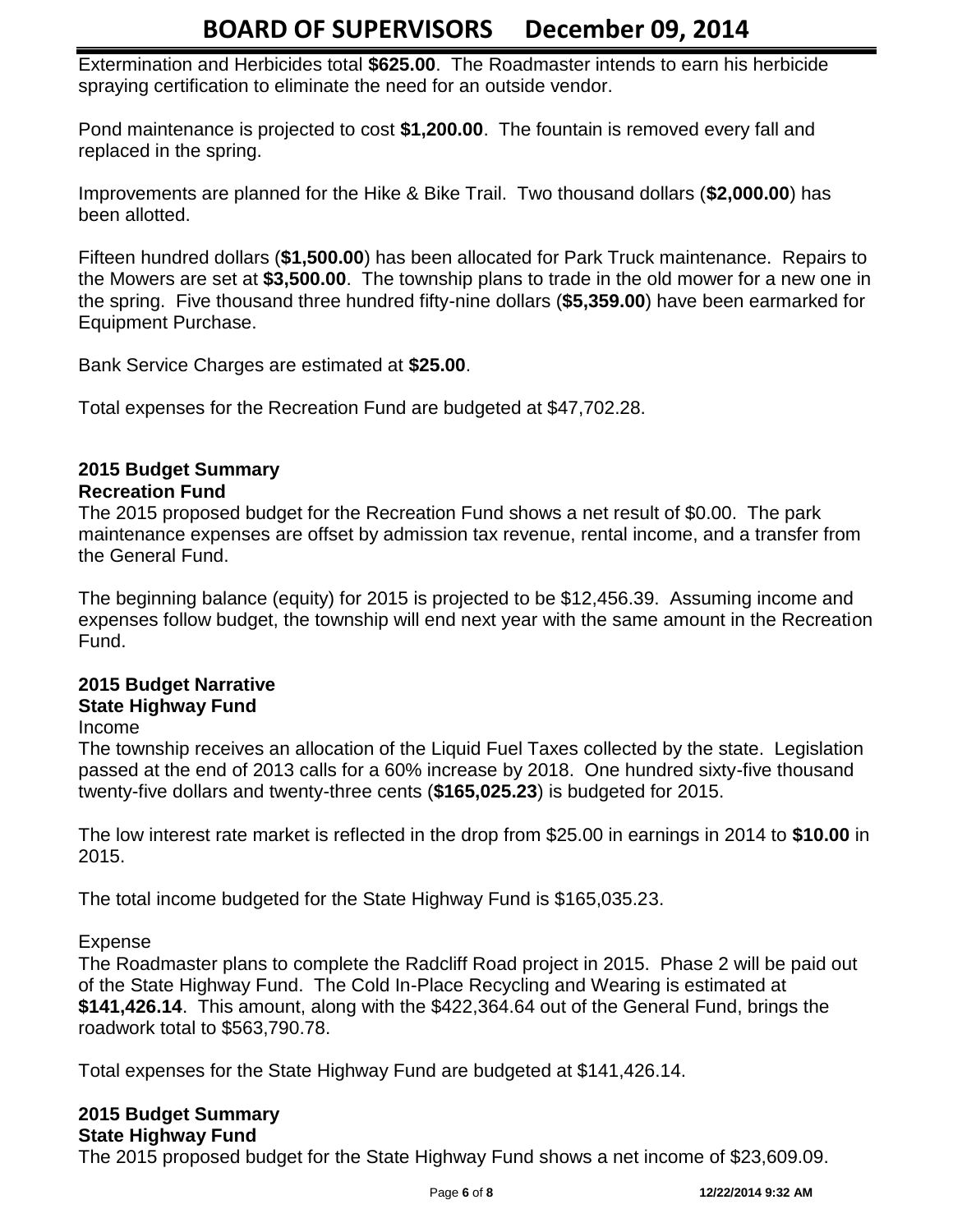Extermination and Herbicides total **$625.00**. The Roadmaster intends to earn his herbicide spraying certification to eliminate the need for an outside vendor.

Pond maintenance is projected to cost **$1,200.00**. The fountain is removed every fall and replaced in the spring.

Improvements are planned for the Hike & Bike Trail. Two thousand dollars (**$2,000.00**) has been allotted.

Fifteen hundred dollars (**$1,500.00**) has been allocated for Park Truck maintenance. Repairs to the Mowers are set at **$3,500.00**. The township plans to trade in the old mower for a new one in the spring. Five thousand three hundred fifty-nine dollars (**$5,359.00**) have been earmarked for Equipment Purchase.

Bank Service Charges are estimated at **$25.00**.

Total expenses for the Recreation Fund are budgeted at $47,702.28.

**2015 Budget Summary**
**Recreation Fund**

The 2015 proposed budget for the Recreation Fund shows a net result of $0.00. The park maintenance expenses are offset by admission tax revenue, rental income, and a transfer from the General Fund.

The beginning balance (equity) for 2015 is projected to be $12,456.39. Assuming income and expenses follow budget, the township will end next year with the same amount in the Recreation Fund.

**2015 Budget Narrative**
**State Highway Fund**

Income

The township receives an allocation of the Liquid Fuel Taxes collected by the state. Legislation passed at the end of 2013 calls for a 60% increase by 2018. One hundred sixty-five thousand twenty-five dollars and twenty-three cents (**$165,025.23**) is budgeted for 2015.

The low interest rate market is reflected in the drop from $25.00 in earnings in 2014 to **$10.00** in 2015.

The total income budgeted for the State Highway Fund is $165,035.23.

Expense

The Roadmaster plans to complete the Radcliff Road project in 2015. Phase 2 will be paid out of the State Highway Fund. The Cold In-Place Recycling and Wearing is estimated at **$141,426.14**. This amount, along with the $422,364.64 out of the General Fund, brings the roadwork total to $563,790.78.

Total expenses for the State Highway Fund are budgeted at $141,426.14.

**2015 Budget Summary**
**State Highway Fund**

The 2015 proposed budget for the State Highway Fund shows a net income of $23,609.09.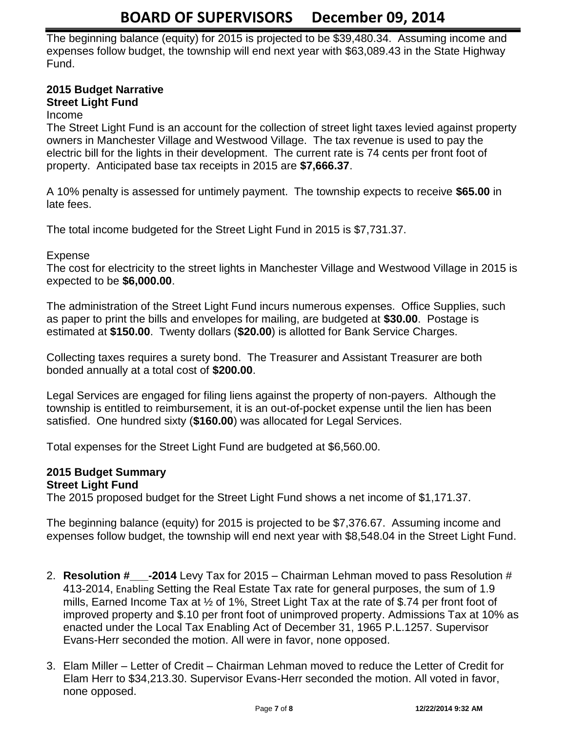The beginning balance (equity) for 2015 is projected to be $39,480.34. Assuming income and expenses follow budget, the township will end next year with $63,089.43 in the State Highway Fund.

**2015 Budget Narrative**
**Street Light Fund**

Income

The Street Light Fund is an account for the collection of street light taxes levied against property owners in Manchester Village and Westwood Village. The tax revenue is used to pay the electric bill for the lights in their development. The current rate is 74 cents per front foot of property. Anticipated base tax receipts in 2015 are **$7,666.37**.

A 10% penalty is assessed for untimely payment. The township expects to receive **$65.00** in late fees.

The total income budgeted for the Street Light Fund in 2015 is $7,731.37.

Expense

The cost for electricity to the street lights in Manchester Village and Westwood Village in 2015 is expected to be **$6,000.00**.

The administration of the Street Light Fund incurs numerous expenses. Office Supplies, such as paper to print the bills and envelopes for mailing, are budgeted at **$30.00**. Postage is estimated at **$150.00**. Twenty dollars (**$20.00**) is allotted for Bank Service Charges.

Collecting taxes requires a surety bond. The Treasurer and Assistant Treasurer are both bonded annually at a total cost of **$200.00**.

Legal Services are engaged for filing liens against the property of non-payers. Although the township is entitled to reimbursement, it is an out-of-pocket expense until the lien has been satisfied. One hundred sixty (**$160.00**) was allocated for Legal Services.

Total expenses for the Street Light Fund are budgeted at $6,560.00.

**2015 Budget Summary**
**Street Light Fund**

The 2015 proposed budget for the Street Light Fund shows a net income of $1,171.37.

The beginning balance (equity) for 2015 is projected to be $7,376.67. Assuming income and expenses follow budget, the township will end next year with $8,548.04 in the Street Light Fund.

2. **Resolution #\_\_\_-2014** Levy Tax for 2015 – Chairman Lehman moved to pass Resolution # 413-2014, Enabling Setting the Real Estate Tax rate for general purposes, the sum of 1.9 mills, Earned Income Tax at ½ of 1%, Street Light Tax at the rate of $.74 per front foot of improved property and $.10 per front foot of unimproved property. Admissions Tax at 10% as enacted under the Local Tax Enabling Act of December 31, 1965 P.L.1257. Supervisor Evans-Herr seconded the motion. All were in favor, none opposed.

3. Elam Miller – Letter of Credit – Chairman Lehman moved to reduce the Letter of Credit for Elam Herr to $34,213.30. Supervisor Evans-Herr seconded the motion. All voted in favor, none opposed.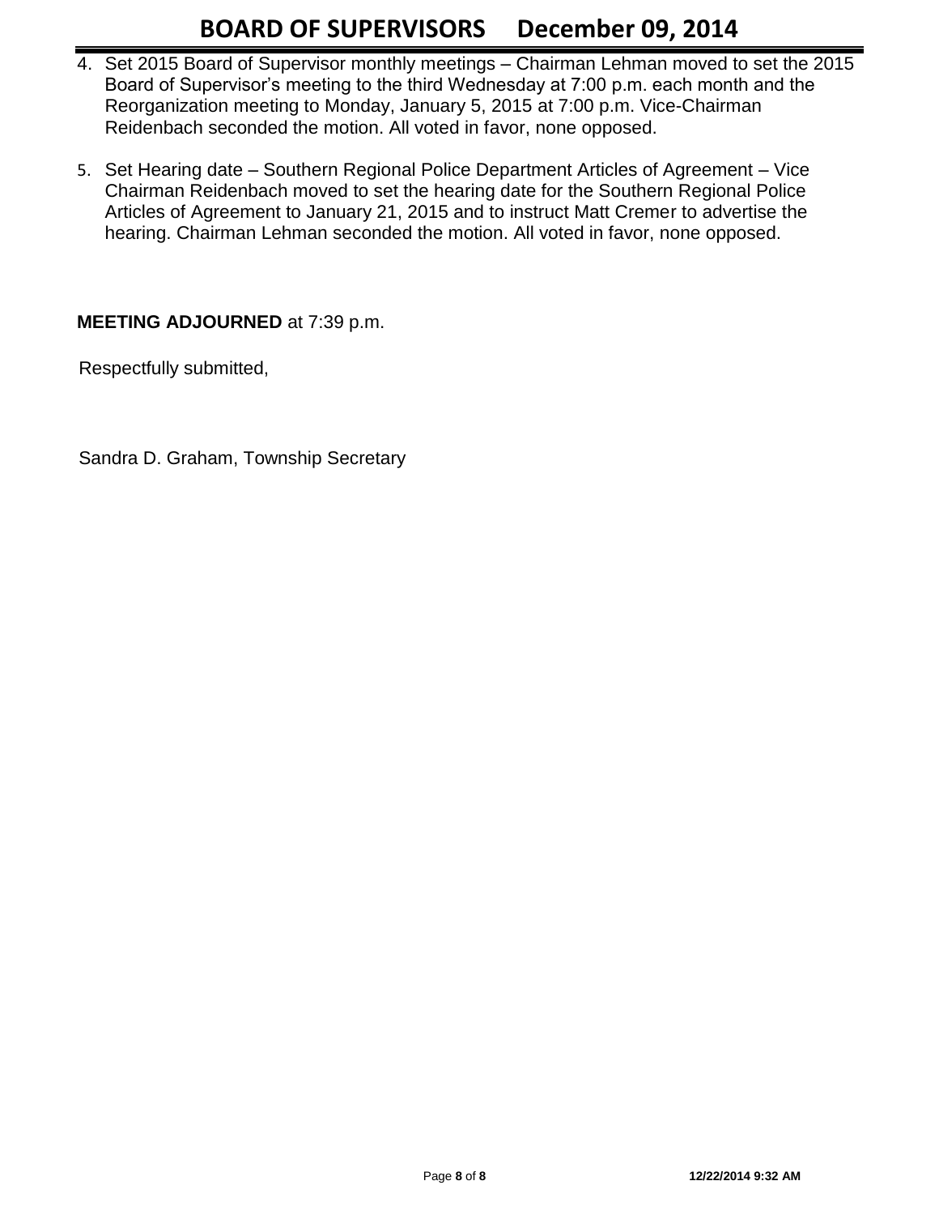4. Set 2015 Board of Supervisor monthly meetings – Chairman Lehman moved to set the 2015 Board of Supervisor's meeting to the third Wednesday at 7:00 p.m. each month and the Reorganization meeting to Monday, January 5, 2015 at 7:00 p.m. Vice-Chairman Reidenbach seconded the motion. All voted in favor, none opposed.

5. Set Hearing date – Southern Regional Police Department Articles of Agreement – Vice Chairman Reidenbach moved to set the hearing date for the Southern Regional Police Articles of Agreement to January 21, 2015 and to instruct Matt Cremer to advertise the hearing. Chairman Lehman seconded the motion. All voted in favor, none opposed.

**MEETING ADJOURNED** at 7:39 p.m.

Respectfully submitted,

Sandra D. Graham, Township Secretary